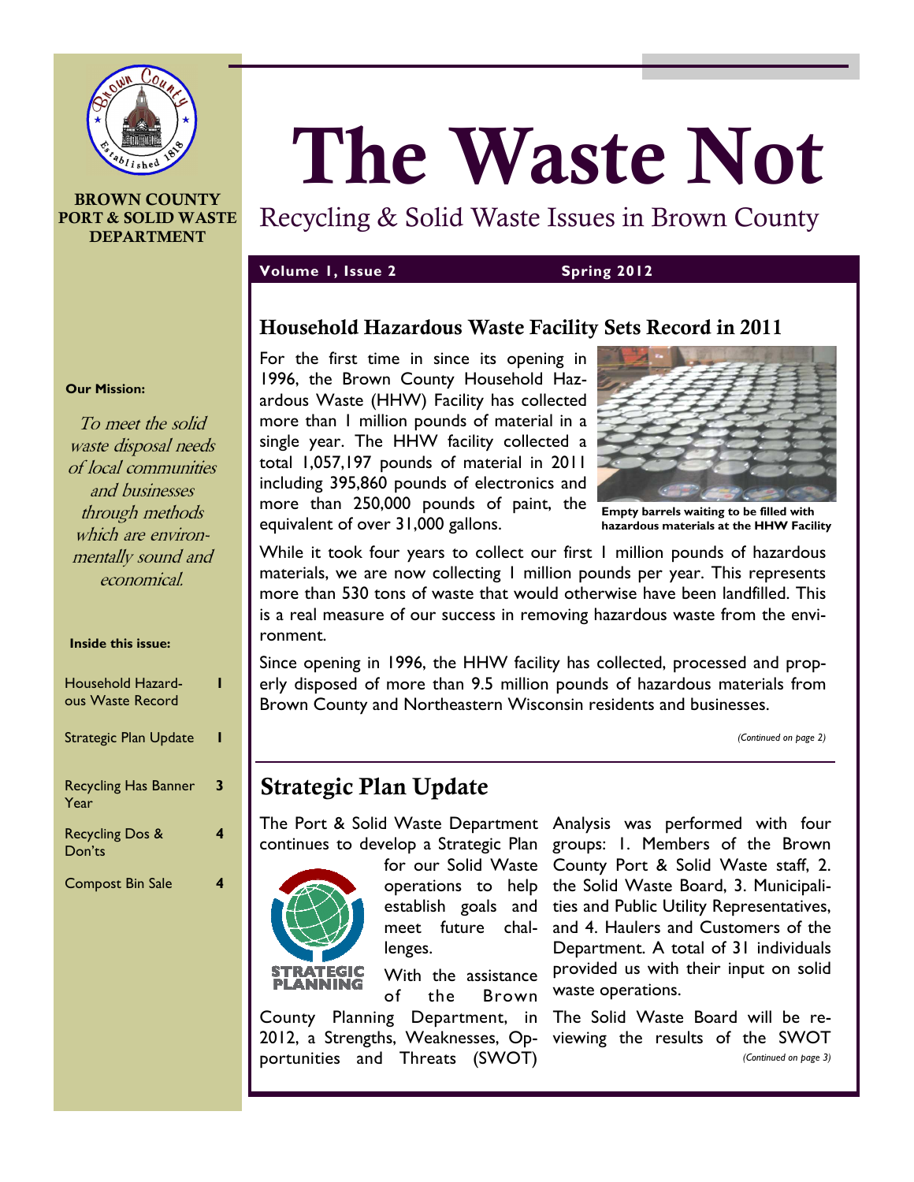**BROWN COUNTY PORT & SOLID WASTE DEPARTMENT**

# The Waste Not

Recycling & Solid Waste Issues in Brown County

**Volume 1, Issue 2** **Spring 2012**

**Our Mission:**

*To meet the solid waste disposal needs of local communities and businesses through methods which are environmentally sound and economical.*

**Inside this issue:**

| | |
|---|---|
| Household Hazardous Waste Record | 1 |
| Strategic Plan Update | 1 |
| Recycling Has Banner Year | 3 |
| Recycling Dos & Don'ts | 4 |
| Compost Bin Sale | 4 |

## Household Hazardous Waste Facility Sets Record in 2011

For the first time in since its opening in 1996, the Brown County Household Hazardous Waste (HHW) Facility has collected more than 1 million pounds of material in a single year. The HHW facility collected a total 1,057,197 pounds of material in 2011 including 395,860 pounds of electronics and more than 250,000 pounds of paint, the equivalent of over 31,000 gallons.

**Empty barrels waiting to be filled with hazardous materials at the HHW Facility**

While it took four years to collect our first 1 million pounds of hazardous materials, we are now collecting 1 million pounds per year. This represents more than 530 tons of waste that would otherwise have been landfilled. This is a real measure of our success in removing hazardous waste from the environment.

Since opening in 1996, the HHW facility has collected, processed and properly disposed of more than 9.5 million pounds of hazardous materials from Brown County and Northeastern Wisconsin residents and businesses.

*(Continued on page 2)*

## Strategic Plan Update

The Port & Solid Waste Department continues to develop a Strategic Plan for our Solid Waste operations to help establish goals and meet future challenges.

With the assistance of the Brown County Planning Department, in 2012, a Strengths, Weaknesses, Opportunities and Threats (SWOT) Analysis was performed with four groups: 1. Members of the Brown County Port & Solid Waste staff, 2. the Solid Waste Board, 3. Municipalities and Public Utility Representatives, and 4. Haulers and Customers of the Department. A total of 31 individuals provided us with their input on solid waste operations.

The Solid Waste Board will be reviewing the results of the SWOT

*(Continued on page 3)*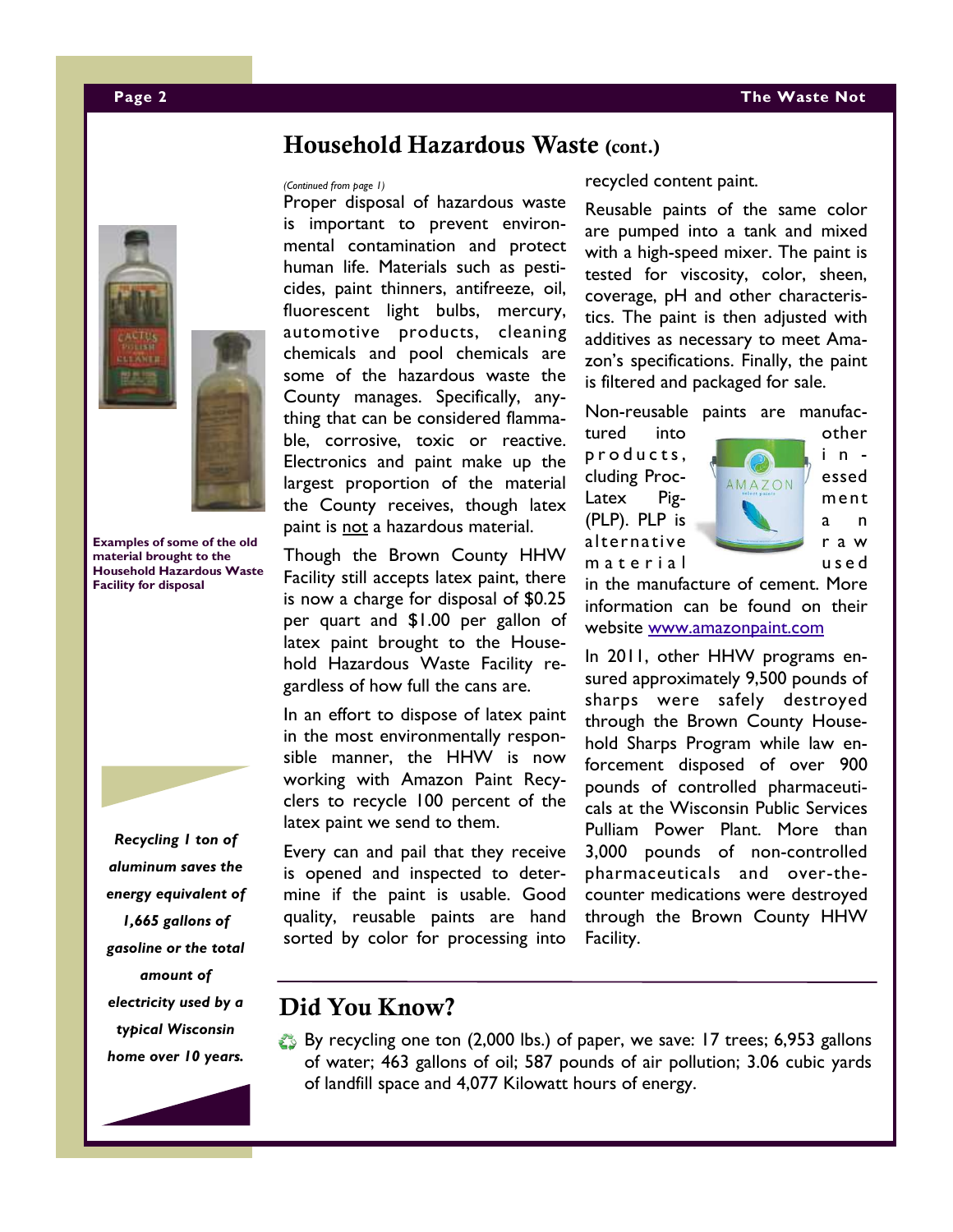## Household Hazardous Waste (cont.)

*(Continued from page 1)*

Proper disposal of hazardous waste is important to prevent environmental contamination and protect human life. Materials such as pesticides, paint thinners, antifreeze, oil, fluorescent light bulbs, mercury, automotive products, cleaning chemicals and pool chemicals are some of the hazardous waste the County manages. Specifically, anything that can be considered flammable, corrosive, toxic or reactive. Electronics and paint make up the largest proportion of the material the County receives, though latex paint is not a hazardous material.

Though the Brown County HHW Facility still accepts latex paint, there is now a charge for disposal of $0.25 per quart and $1.00 per gallon of latex paint brought to the Household Hazardous Waste Facility regardless of how full the cans are.

In an effort to dispose of latex paint in the most environmentally responsible manner, the HHW is now working with Amazon Paint Recyclers to recycle 100 percent of the latex paint we send to them.

Every can and pail that they receive is opened and inspected to determine if the paint is usable. Good quality, reusable paints are hand sorted by color for processing into recycled content paint.

Reusable paints of the same color are pumped into a tank and mixed with a high-speed mixer. The paint is tested for viscosity, color, sheen, coverage, pH and other characteristics. The paint is then adjusted with additives as necessary to meet Amazon's specifications. Finally, the paint is filtered and packaged for sale.

Non-reusable paints are manufactured into other products, including Processed Latex Pigment (PLP). PLP is an alternative raw material used in the manufacture of cement. More information can be found on their website www.amazonpaint.com

In 2011, other HHW programs ensured approximately 9,500 pounds of sharps were safely destroyed through the Brown County Household Sharps Program while law enforcement disposed of over 900 pounds of controlled pharmaceuticals at the Wisconsin Public Services Pulliam Power Plant. More than 3,000 pounds of non-controlled pharmaceuticals and over-the-counter medications were destroyed through the Brown County HHW Facility.

**Examples of some of the old material brought to the Household Hazardous Waste Facility for disposal**

***Recycling 1 ton of aluminum saves the energy equivalent of 1,665 gallons of gasoline or the total amount of electricity used by a typical Wisconsin home over 10 years.***

## Did You Know?

- By recycling one ton (2,000 lbs.) of paper, we save: 17 trees; 6,953 gallons of water; 463 gallons of oil; 587 pounds of air pollution; 3.06 cubic yards of landfill space and 4,077 Kilowatt hours of energy.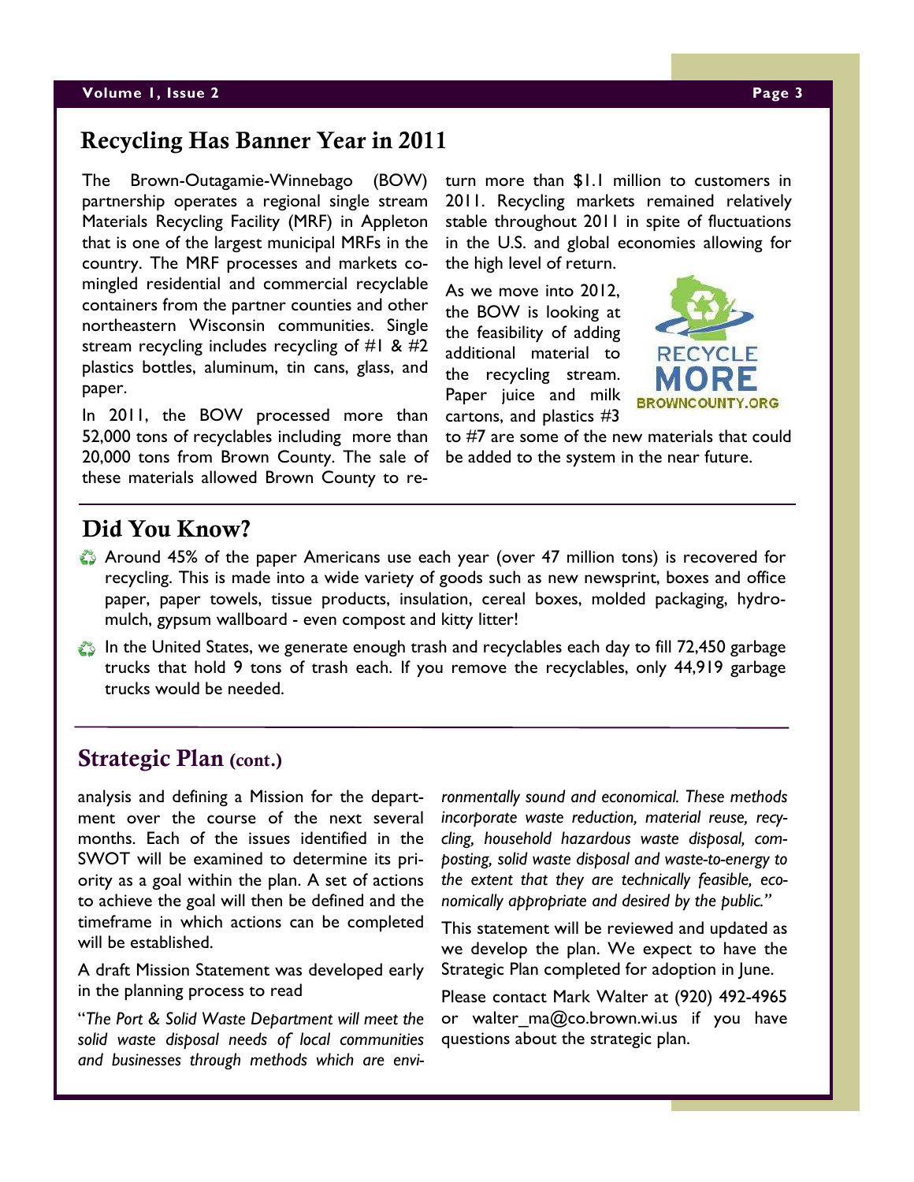## Recycling Has Banner Year in 2011

The Brown-Outagamie-Winnebago (BOW) partnership operates a regional single stream Materials Recycling Facility (MRF) in Appleton that is one of the largest municipal MRFs in the country. The MRF processes and markets co-mingled residential and commercial recyclable containers from the partner counties and other northeastern Wisconsin communities. Single stream recycling includes recycling of #1 & #2 plastics bottles, aluminum, tin cans, glass, and paper.

In 2011, the BOW processed more than 52,000 tons of recyclables including more than 20,000 tons from Brown County. The sale of these materials allowed Brown County to return more than $1.1 million to customers in 2011. Recycling markets remained relatively stable throughout 2011 in spite of fluctuations in the U.S. and global economies allowing for the high level of return.

As we move into 2012, the BOW is looking at the feasibility of adding additional material to the recycling stream. Paper juice and milk cartons, and plastics #3 to #7 are some of the new materials that could be added to the system in the near future.

RECYCLE MORE
BROWNCOUNTY.ORG

## Did You Know?

- Around 45% of the paper Americans use each year (over 47 million tons) is recovered for recycling. This is made into a wide variety of goods such as new newsprint, boxes and office paper, paper towels, tissue products, insulation, cereal boxes, molded packaging, hydro-mulch, gypsum wallboard - even compost and kitty litter!
- In the United States, we generate enough trash and recyclables each day to fill 72,450 garbage trucks that hold 9 tons of trash each. If you remove the recyclables, only 44,919 garbage trucks would be needed.

## Strategic Plan (cont.)

analysis and defining a Mission for the department over the course of the next several months. Each of the issues identified in the SWOT will be examined to determine its priority as a goal within the plan. A set of actions to achieve the goal will then be defined and the timeframe in which actions can be completed will be established.

A draft Mission Statement was developed early in the planning process to read

"*The Port & Solid Waste Department will meet the solid waste disposal needs of local communities and businesses through methods which are environmentally sound and economical. These methods incorporate waste reduction, material reuse, recycling, household hazardous waste disposal, composting, solid waste disposal and waste-to-energy to the extent that they are technically feasible, economically appropriate and desired by the public.*"

This statement will be reviewed and updated as we develop the plan. We expect to have the Strategic Plan completed for adoption in June.

Please contact Mark Walter at (920) 492-4965 or walter_ma@co.brown.wi.us if you have questions about the strategic plan.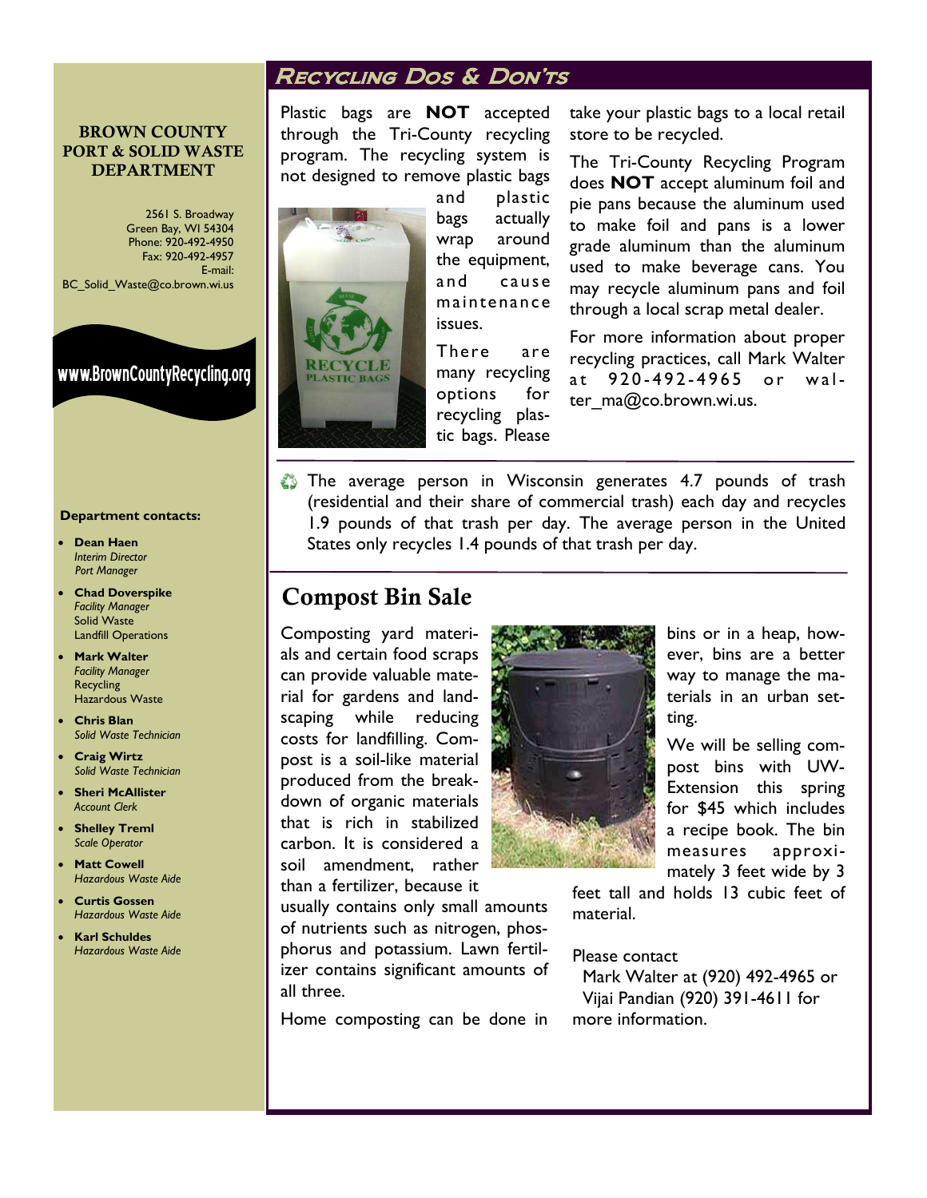**BROWN COUNTY PORT & SOLID WASTE DEPARTMENT**

2561 S. Broadway
Green Bay, WI 54304
Phone: 920-492-4950
Fax: 920-492-4957
E-mail:
BC_Solid_Waste@co.brown.wi.us

**www.BrownCountyRecycling.org**

**Department contacts:**

- **Dean Haen**
  *Interim Director*
  *Port Manager*
- **Chad Doverspike**
  *Facility Manager*
  Solid Waste
  Landfill Operations
- **Mark Walter**
  *Facility Manager*
  Recycling
  Hazardous Waste
- **Chris Blan**
  *Solid Waste Technician*
- **Craig Wirtz**
  *Solid Waste Technician*
- **Sheri McAllister**
  *Account Clerk*
- **Shelley Treml**
  *Scale Operator*
- **Matt Cowell**
  *Hazardous Waste Aide*
- **Curtis Gossen**
  *Hazardous Waste Aide*
- **Karl Schuldes**
  *Hazardous Waste Aide*

## Recycling Dos & Don'ts

Plastic bags are **NOT** accepted through the Tri-County recycling program. The recycling system is not designed to remove plastic bags and plastic bags actually wrap around the equipment, and cause maintenance issues.

There are many recycling options for recycling plastic bags. Please take your plastic bags to a local retail store to be recycled.

The Tri-County Recycling Program does **NOT** accept aluminum foil and pie pans because the aluminum used to make foil and pans is a lower grade aluminum than the aluminum used to make beverage cans. You may recycle aluminum pans and foil through a local scrap metal dealer.

For more information about proper recycling practices, call Mark Walter at 920-492-4965 or walter_ma@co.brown.wi.us.

The average person in Wisconsin generates 4.7 pounds of trash (residential and their share of commercial trash) each day and recycles 1.9 pounds of that trash per day. The average person in the United States only recycles 1.4 pounds of that trash per day.

## Compost Bin Sale

Composting yard materials and certain food scraps can provide valuable material for gardens and landscaping while reducing costs for landfilling. Compost is a soil-like material produced from the breakdown of organic materials that is rich in stabilized carbon. It is considered a soil amendment, rather than a fertilizer, because it usually contains only small amounts of nutrients such as nitrogen, phosphorus and potassium. Lawn fertilizer contains significant amounts of all three.

Home composting can be done in bins or in a heap, however, bins are a better way to manage the materials in an urban setting.

We will be selling compost bins with UW-Extension this spring for $45 which includes a recipe book. The bin measures approximately 3 feet wide by 3 feet tall and holds 13 cubic feet of material.

Please contact
Mark Walter at (920) 492-4965 or
Vijai Pandian (920) 391-4611 for
more information.